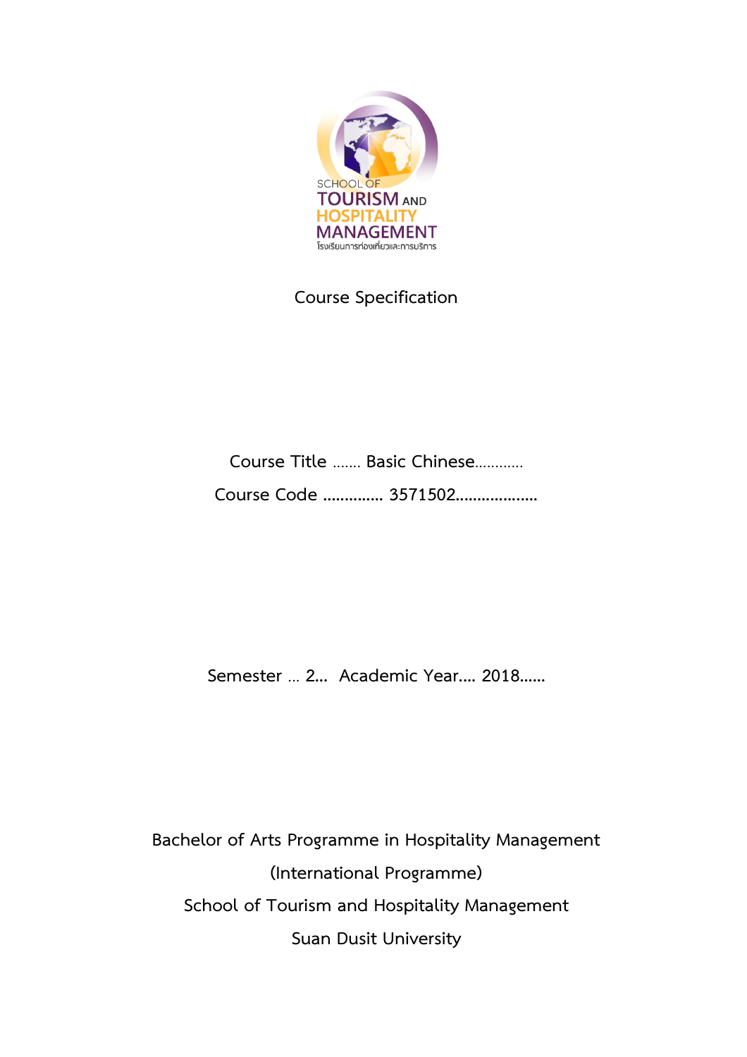SCHOOL OF TOURISM AND HOSPITALITY MANAGEMENT
โรงเรียนการท่องเที่ยวและการบริการ

# Course Specification

**Course Title** ....... Basic Chinese............

**Course Code** .............. 3571502...................

**Semester** ... 2... **Academic Year**.... 2018......

Bachelor of Arts Programme in Hospitality Management

(International Programme)

School of Tourism and Hospitality Management

Suan Dusit University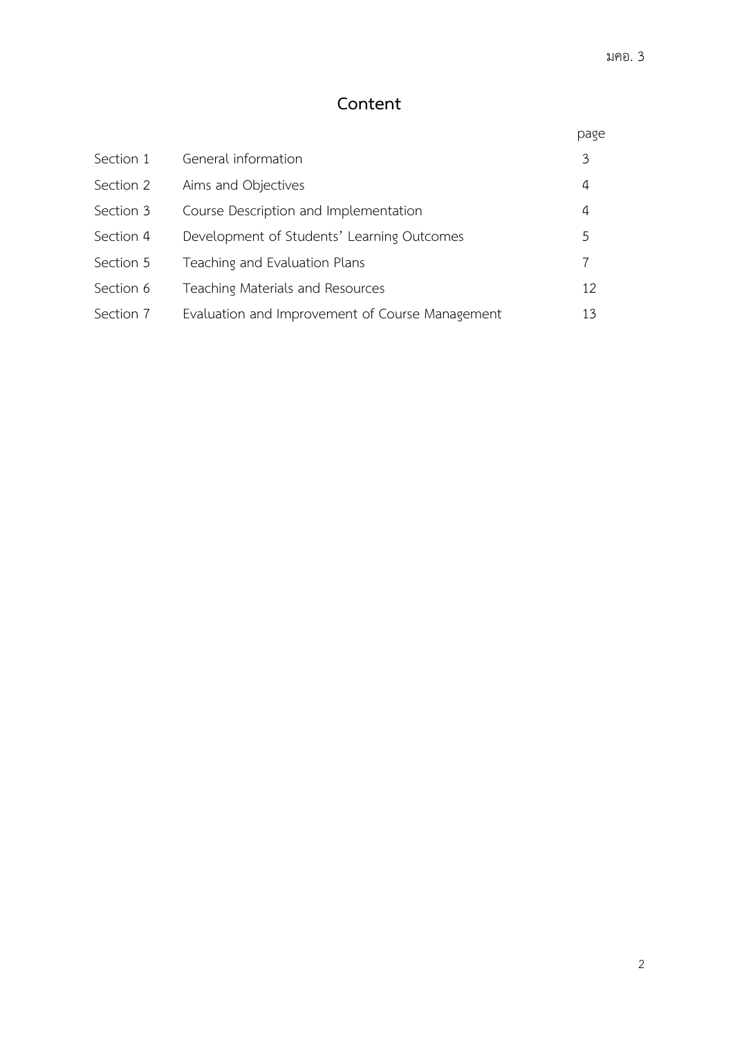# Content

| | | page |
|---|---|---|
| Section 1 | General information | 3 |
| Section 2 | Aims and Objectives | 4 |
| Section 3 | Course Description and Implementation | 4 |
| Section 4 | Development of Students' Learning Outcomes | 5 |
| Section 5 | Teaching and Evaluation Plans | 7 |
| Section 6 | Teaching Materials and Resources | 12 |
| Section 7 | Evaluation and Improvement of Course Management | 13 |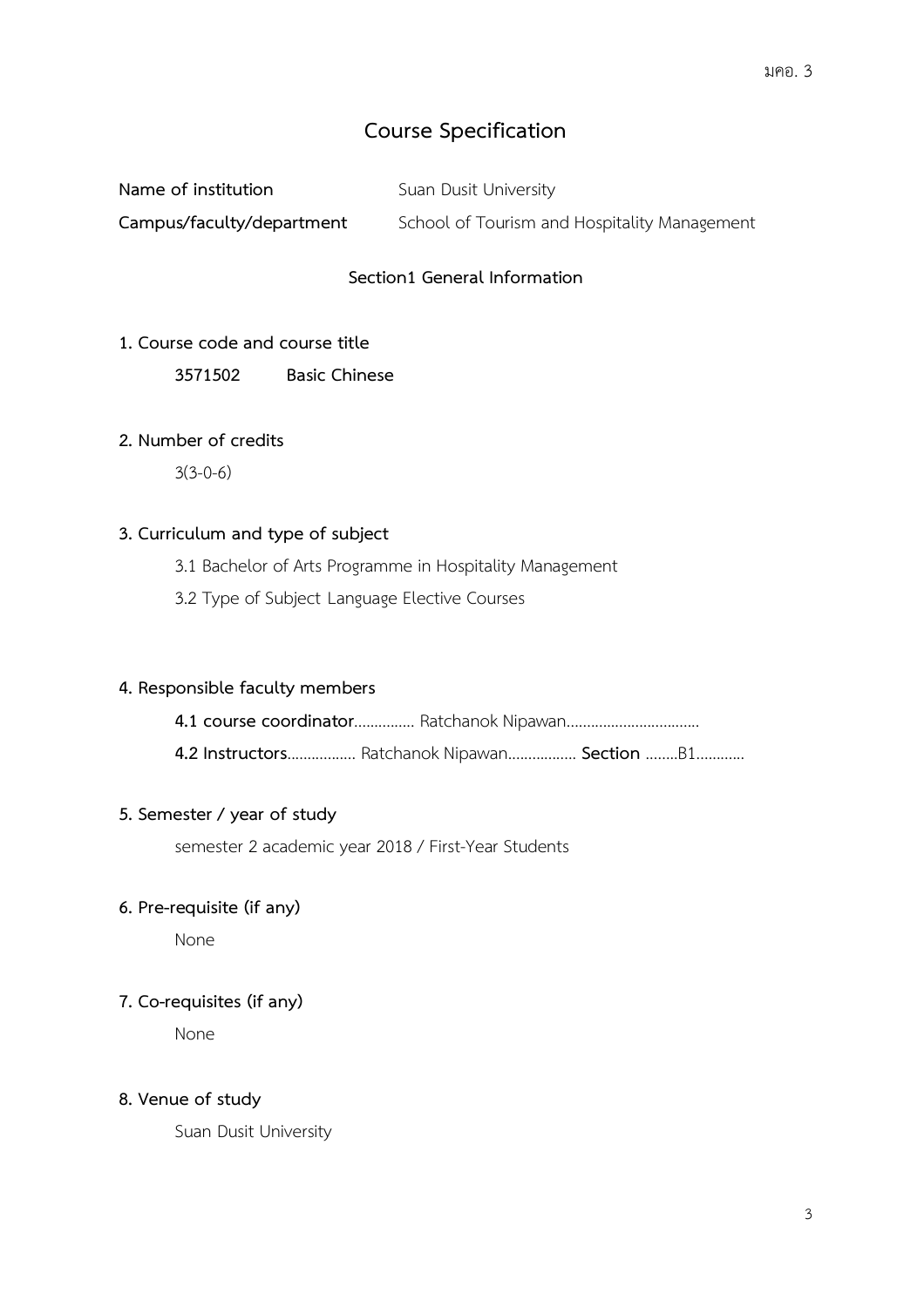# Course Specification

**Name of institution** Suan Dusit University

**Campus/faculty/department** School of Tourism and Hospitality Management

## Section1 General Information

**1. Course code and course title**

**3571502 Basic Chinese**

**2. Number of credits**

3(3-0-6)

**3. Curriculum and type of subject**

3.1 Bachelor of Arts Programme in Hospitality Management

3.2 Type of Subject Language Elective Courses

**4. Responsible faculty members**

**4.1 course coordinator**............... Ratchanok Nipawan.................................

**4.2 Instructors**................. Ratchanok Nipawan................. **Section** ........B1............

**5. Semester / year of study**

semester 2 academic year 2018 / First-Year Students

**6. Pre-requisite (if any)**

None

**7. Co-requisites (if any)**

None

**8. Venue of study**

Suan Dusit University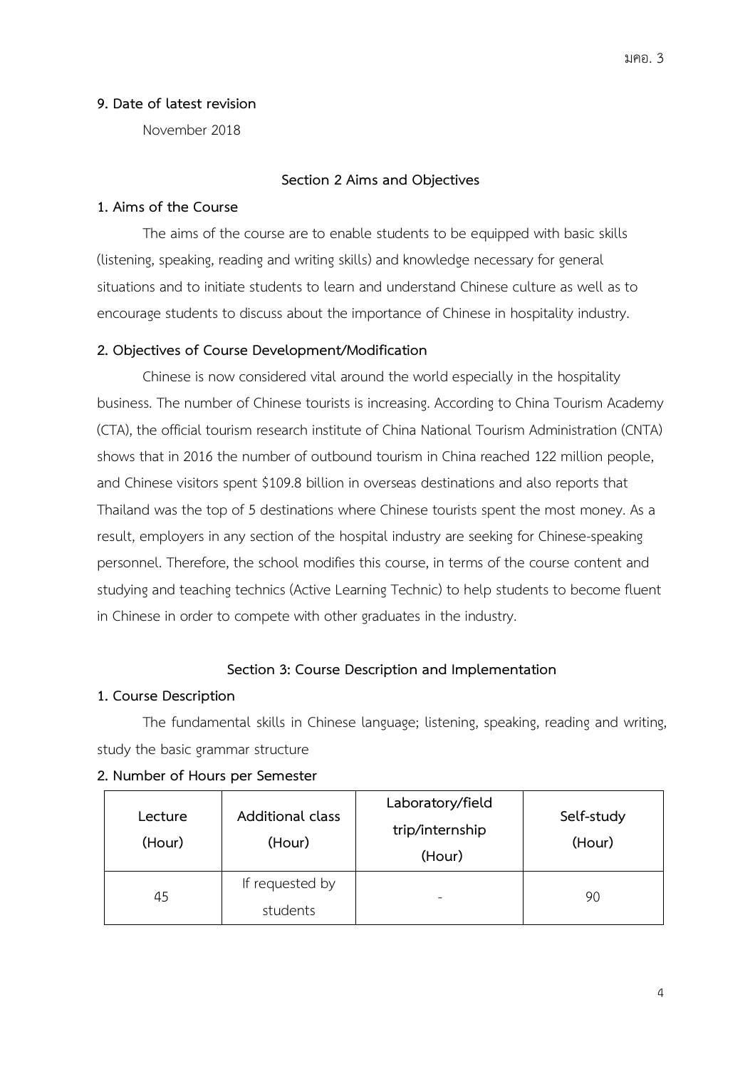**9. Date of latest revision**

November 2018

## Section 2 Aims and Objectives

**1. Aims of the Course**

The aims of the course are to enable students to be equipped with basic skills (listening, speaking, reading and writing skills) and knowledge necessary for general situations and to initiate students to learn and understand Chinese culture as well as to encourage students to discuss about the importance of Chinese in hospitality industry.

**2. Objectives of Course Development/Modification**

Chinese is now considered vital around the world especially in the hospitality business. The number of Chinese tourists is increasing. According to China Tourism Academy (CTA), the official tourism research institute of China National Tourism Administration (CNTA) shows that in 2016 the number of outbound tourism in China reached 122 million people, and Chinese visitors spent $109.8 billion in overseas destinations and also reports that Thailand was the top of 5 destinations where Chinese tourists spent the most money. As a result, employers in any section of the hospital industry are seeking for Chinese-speaking personnel. Therefore, the school modifies this course, in terms of the course content and studying and teaching technics (Active Learning Technic) to help students to become fluent in Chinese in order to compete with other graduates in the industry.

## Section 3: Course Description and Implementation

**1. Course Description**

The fundamental skills in Chinese language; listening, speaking, reading and writing, study the basic grammar structure

**2. Number of Hours per Semester**

| Lecture (Hour) | Additional class (Hour) | Laboratory/field trip/internship (Hour) | Self-study (Hour) |
|---|---|---|---|
| 45 | If requested by students | - | 90 |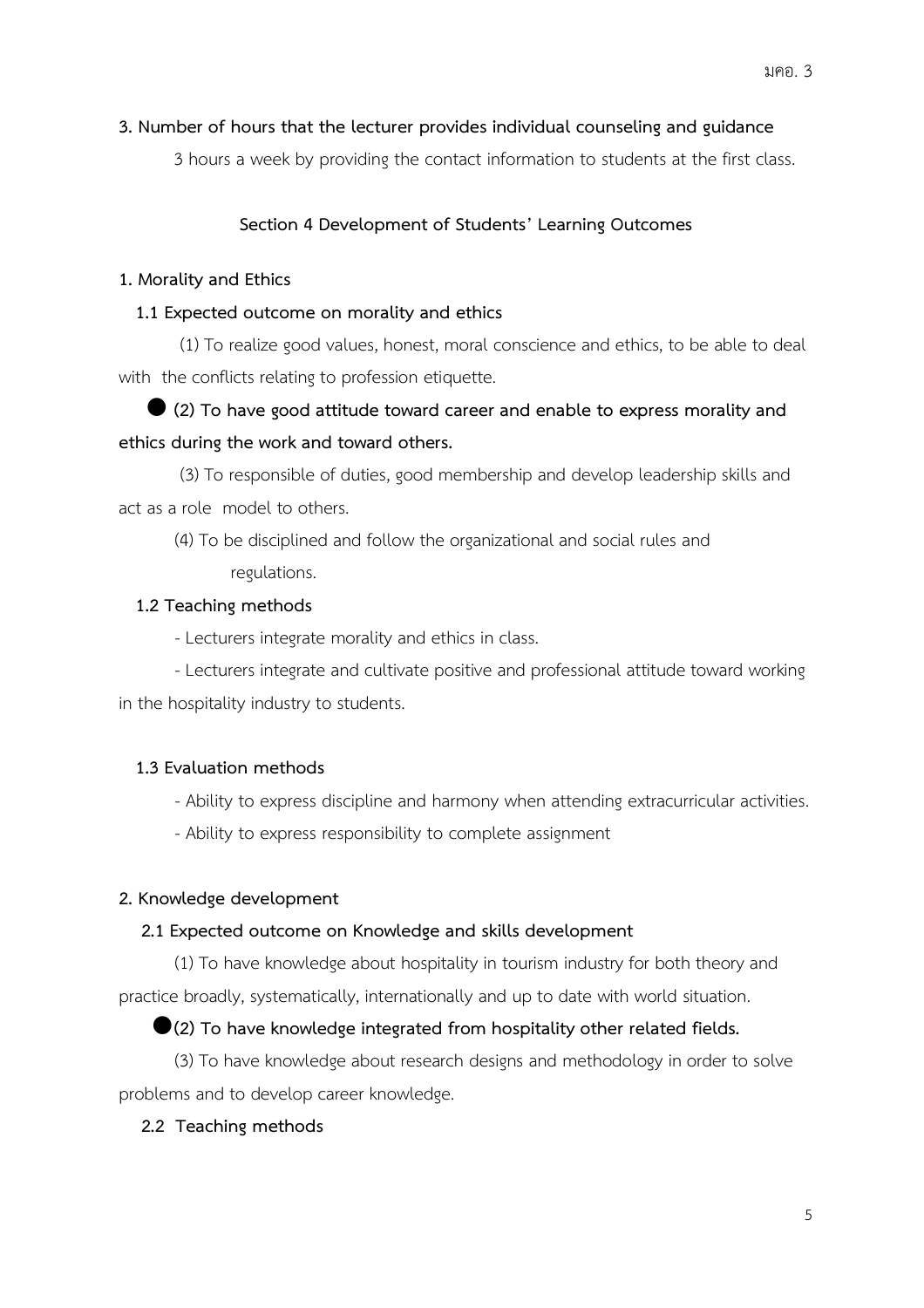**3. Number of hours that the lecturer provides individual counseling and guidance**

3 hours a week by providing the contact information to students at the first class.

## Section 4 Development of Students' Learning Outcomes

**1. Morality and Ethics**

**1.1 Expected outcome on morality and ethics**

(1) To realize good values, honest, moral conscience and ethics, to be able to deal with the conflicts relating to profession etiquette.

● **(2) To have good attitude toward career and enable to express morality and ethics during the work and toward others.**

(3) To responsible of duties, good membership and develop leadership skills and act as a role model to others.

(4) To be disciplined and follow the organizational and social rules and regulations.

**1.2 Teaching methods**

- Lecturers integrate morality and ethics in class.
- Lecturers integrate and cultivate positive and professional attitude toward working in the hospitality industry to students.

**1.3 Evaluation methods**

- Ability to express discipline and harmony when attending extracurricular activities.
- Ability to express responsibility to complete assignment

**2. Knowledge development**

**2.1 Expected outcome on Knowledge and skills development**

(1) To have knowledge about hospitality in tourism industry for both theory and practice broadly, systematically, internationally and up to date with world situation.

●**(2) To have knowledge integrated from hospitality other related fields.**

(3) To have knowledge about research designs and methodology in order to solve problems and to develop career knowledge.

**2.2 Teaching methods**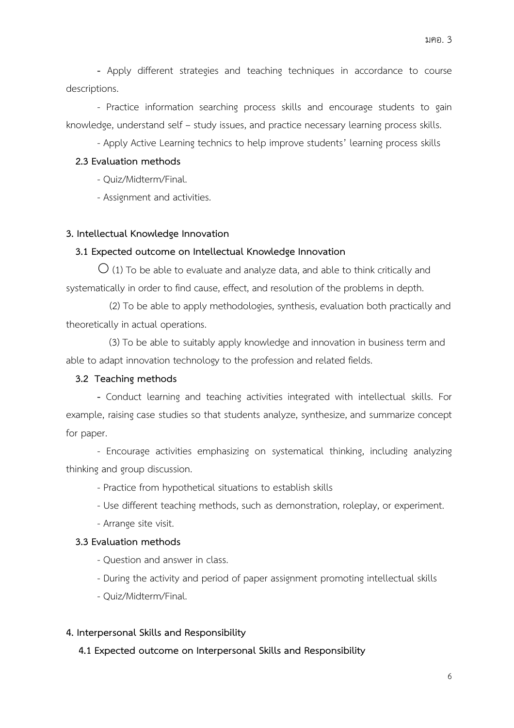- Apply different strategies and teaching techniques in accordance to course descriptions.

- Practice information searching process skills and encourage students to gain knowledge, understand self – study issues, and practice necessary learning process skills.

- Apply Active Learning technics to help improve students' learning process skills

**2.3 Evaluation methods**

- Quiz/Midterm/Final.
- Assignment and activities.

**3. Intellectual Knowledge Innovation**

**3.1 Expected outcome on Intellectual Knowledge Innovation**

○ (1) To be able to evaluate and analyze data, and able to think critically and systematically in order to find cause, effect, and resolution of the problems in depth.

(2) To be able to apply methodologies, synthesis, evaluation both practically and theoretically in actual operations.

(3) To be able to suitably apply knowledge and innovation in business term and able to adapt innovation technology to the profession and related fields.

**3.2 Teaching methods**

- Conduct learning and teaching activities integrated with intellectual skills. For example, raising case studies so that students analyze, synthesize, and summarize concept for paper.
- Encourage activities emphasizing on systematical thinking, including analyzing thinking and group discussion.
- Practice from hypothetical situations to establish skills
- Use different teaching methods, such as demonstration, roleplay, or experiment.
- Arrange site visit.

**3.3 Evaluation methods**

- Question and answer in class.
- During the activity and period of paper assignment promoting intellectual skills
- Quiz/Midterm/Final.

**4. Interpersonal Skills and Responsibility**

**4.1 Expected outcome on Interpersonal Skills and Responsibility**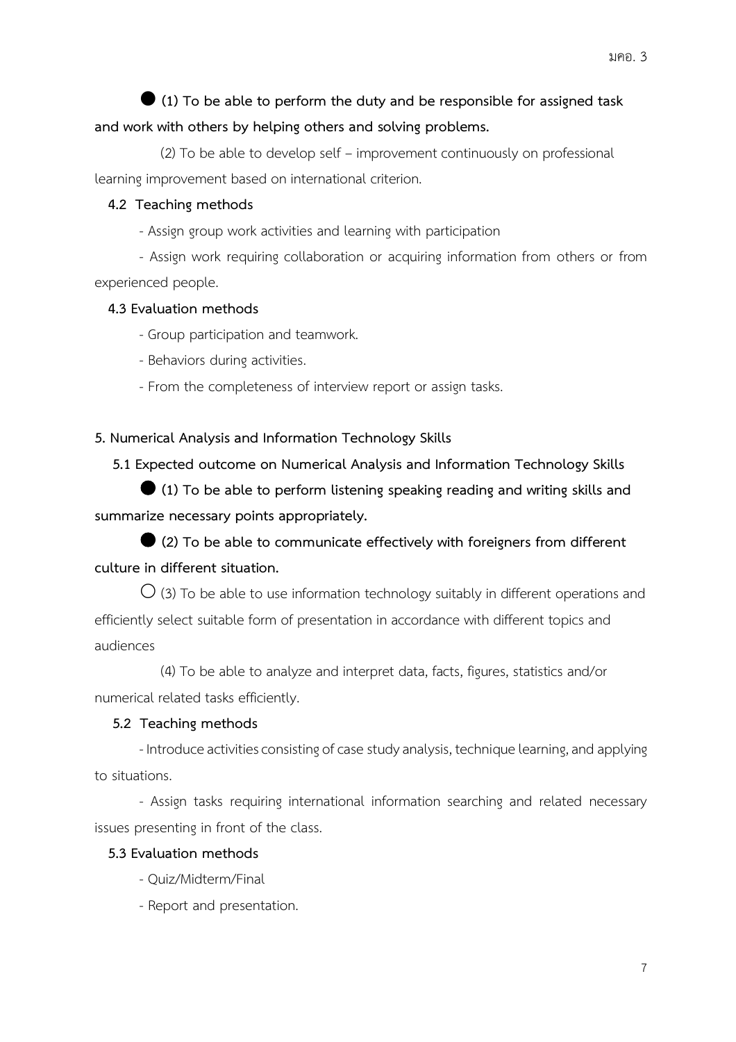● **(1) To be able to perform the duty and be responsible for assigned task and work with others by helping others and solving problems.**

(2) To be able to develop self – improvement continuously on professional learning improvement based on international criterion.

**4.2 Teaching methods**

- Assign group work activities and learning with participation
- Assign work requiring collaboration or acquiring information from others or from experienced people.

**4.3 Evaluation methods**

- Group participation and teamwork.
- Behaviors during activities.
- From the completeness of interview report or assign tasks.

**5. Numerical Analysis and Information Technology Skills**

**5.1 Expected outcome on Numerical Analysis and Information Technology Skills**

● **(1) To be able to perform listening speaking reading and writing skills and summarize necessary points appropriately.**

● **(2) To be able to communicate effectively with foreigners from different culture in different situation.**

○ (3) To be able to use information technology suitably in different operations and efficiently select suitable form of presentation in accordance with different topics and audiences

(4) To be able to analyze and interpret data, facts, figures, statistics and/or numerical related tasks efficiently.

**5.2 Teaching methods**

- Introduce activities consisting of case study analysis, technique learning, and applying to situations.
- Assign tasks requiring international information searching and related necessary issues presenting in front of the class.

**5.3 Evaluation methods**

- Quiz/Midterm/Final
- Report and presentation.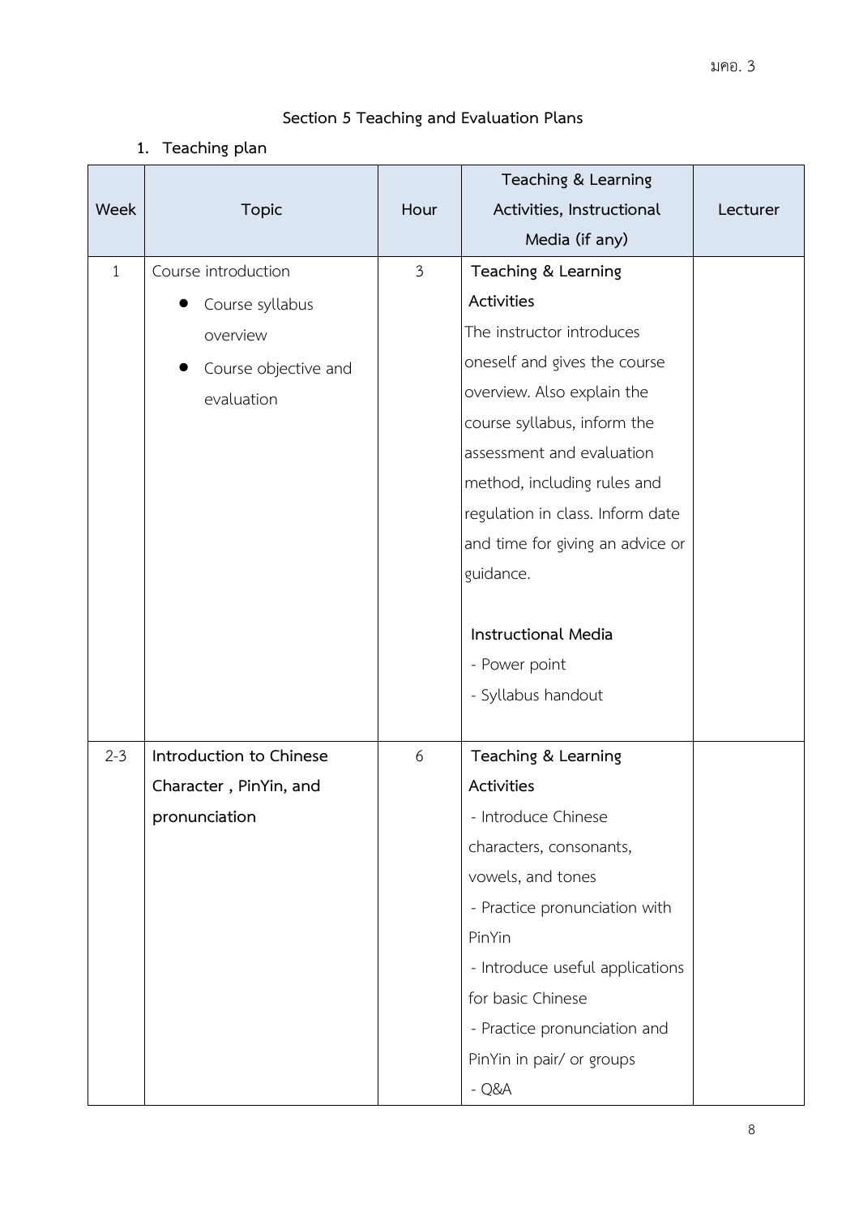## Section 5 Teaching and Evaluation Plans

1. **Teaching plan**

| Week | Topic | Hour | Teaching & Learning Activities, Instructional Media (if any) | Lecturer |
|---|---|---|---|---|
| 1 | Course introduction<br>• Course syllabus overview<br>• Course objective and evaluation | 3 | **Teaching & Learning Activities**<br>The instructor introduces oneself and gives the course overview. Also explain the course syllabus, inform the assessment and evaluation method, including rules and regulation in class. Inform date and time for giving an advice or guidance.<br><br>**Instructional Media**<br>- Power point<br>- Syllabus handout | |
| 2-3 | **Introduction to Chinese Character , PinYin, and pronunciation** | 6 | **Teaching & Learning Activities**<br>- Introduce Chinese characters, consonants, vowels, and tones<br>- Practice pronunciation with PinYin<br>- Introduce useful applications for basic Chinese<br>- Practice pronunciation and PinYin in pair/ or groups<br>- Q&A | |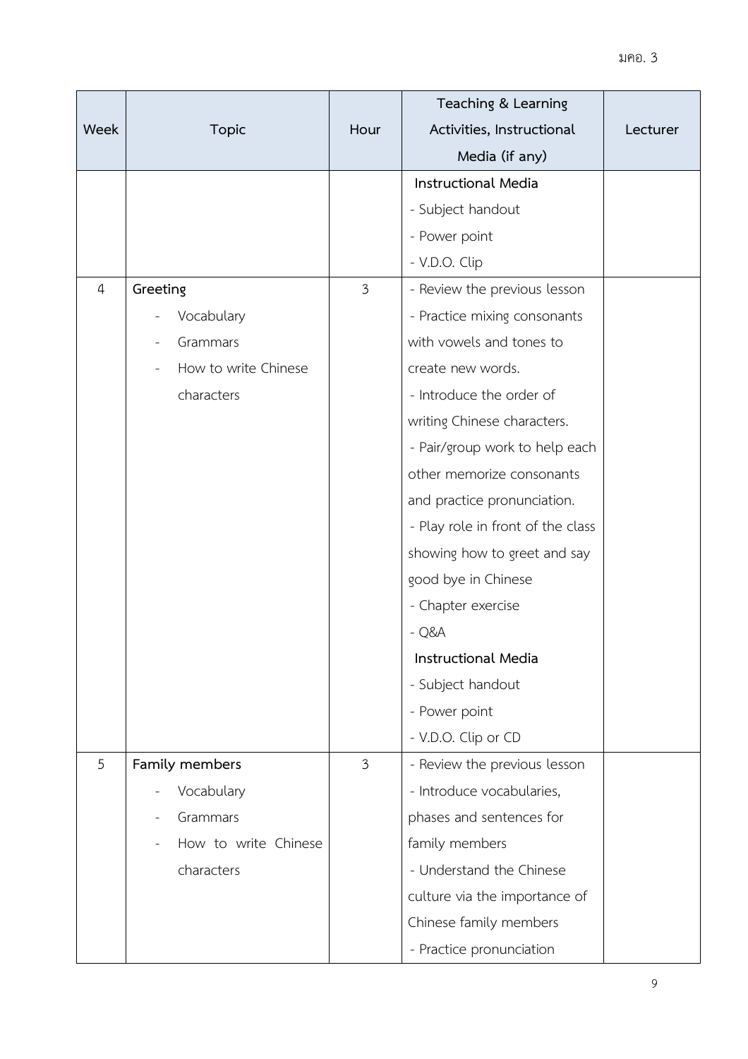| Week | Topic | Hour | Teaching & Learning Activities, Instructional Media (if any) | Lecturer |
|---|---|---|---|---|
| | | | **Instructional Media**<br>- Subject handout<br>- Power point<br>- V.D.O. Clip | |
| 4 | **Greeting**<br>- Vocabulary<br>- Grammars<br>- How to write Chinese characters | 3 | - Review the previous lesson<br>- Practice mixing consonants with vowels and tones to create new words.<br>- Introduce the order of writing Chinese characters.<br>- Pair/group work to help each other memorize consonants and practice pronunciation.<br>- Play role in front of the class showing how to greet and say good bye in Chinese<br>- Chapter exercise<br>- Q&A<br>**Instructional Media**<br>- Subject handout<br>- Power point<br>- V.D.O. Clip or CD | |
| 5 | **Family members**<br>- Vocabulary<br>- Grammars<br>- How to write Chinese characters | 3 | - Review the previous lesson<br>- Introduce vocabularies, phases and sentences for family members<br>- Understand the Chinese culture via the importance of Chinese family members<br>- Practice pronunciation | |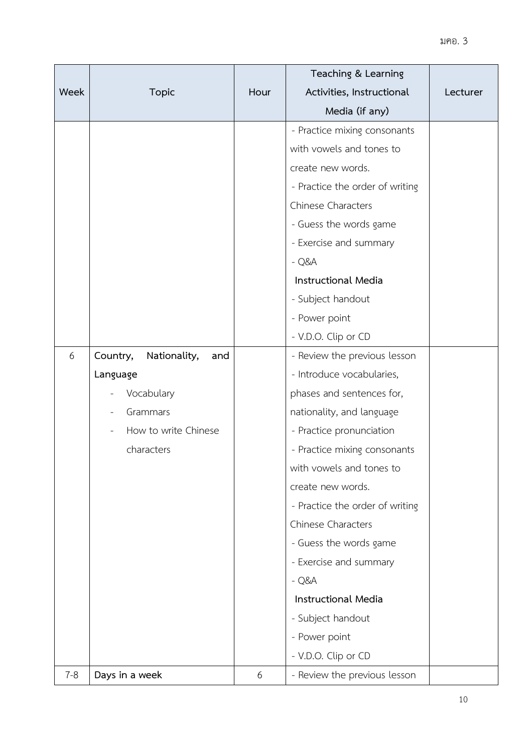| Week | Topic | Hour | Teaching & Learning Activities, Instructional Media (if any) | Lecturer |
|---|---|---|---|---|
| | | | - Practice mixing consonants with vowels and tones to create new words.<br>- Practice the order of writing Chinese Characters<br>- Guess the words game<br>- Exercise and summary<br>- Q&A<br>**Instructional Media**<br>- Subject handout<br>- Power point<br>- V.D.O. Clip or CD | |
| 6 | **Country, Nationality, and Language**<br>- Vocabulary<br>- Grammars<br>- How to write Chinese characters | | - Review the previous lesson<br>- Introduce vocabularies, phases and sentences for, nationality, and language<br>- Practice pronunciation<br>- Practice mixing consonants with vowels and tones to create new words.<br>- Practice the order of writing Chinese Characters<br>- Guess the words game<br>- Exercise and summary<br>- Q&A<br>**Instructional Media**<br>- Subject handout<br>- Power point<br>- V.D.O. Clip or CD | |
| 7-8 | **Days in a week** | 6 | - Review the previous lesson | |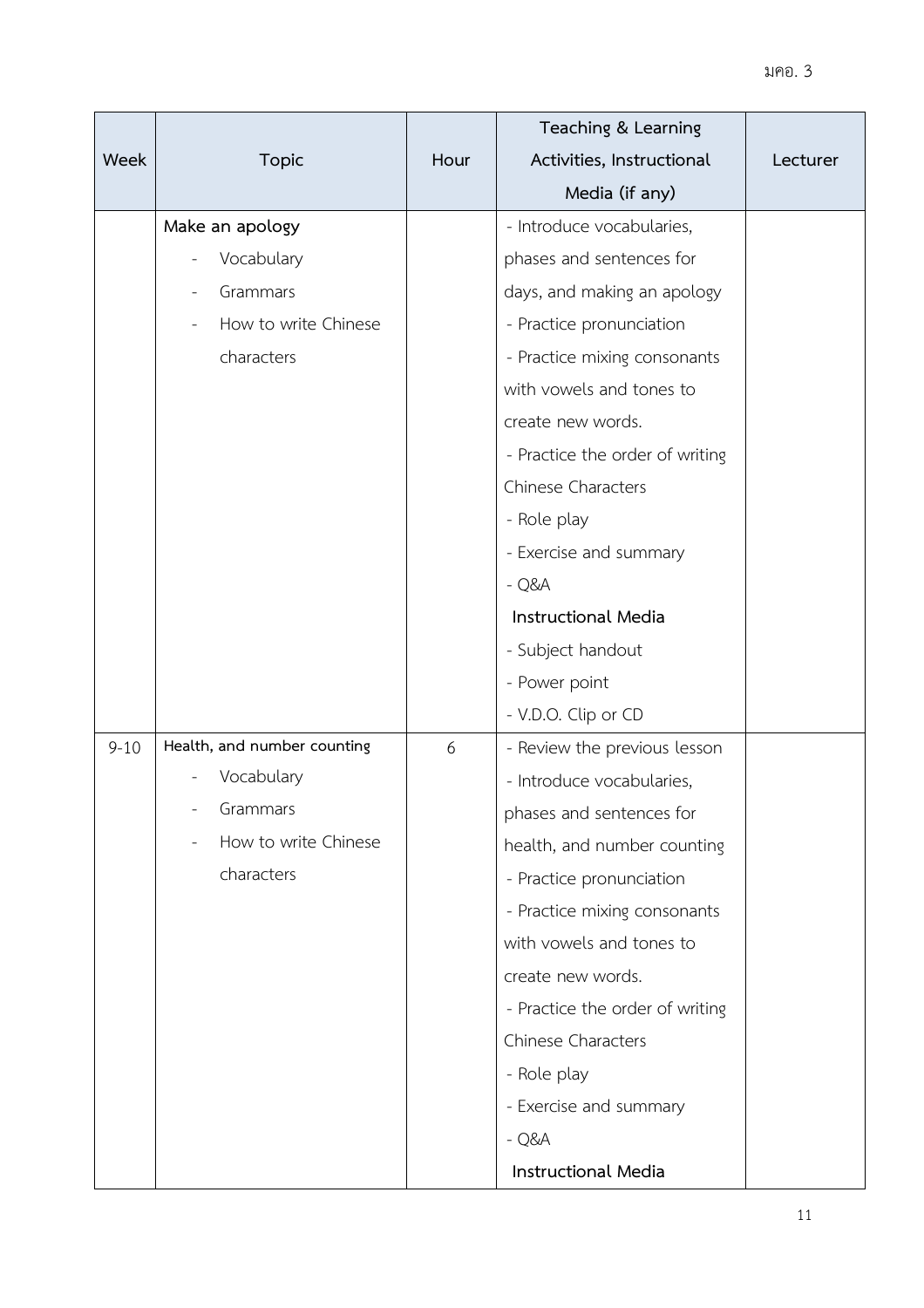| Week | Topic | Hour | Teaching & Learning Activities, Instructional Media (if any) | Lecturer |
|---|---|---|---|---|
| | **Make an apology**<br>- Vocabulary<br>- Grammars<br>- How to write Chinese characters | | - Introduce vocabularies, phases and sentences for days, and making an apology<br>- Practice pronunciation<br>- Practice mixing consonants with vowels and tones to create new words.<br>- Practice the order of writing Chinese Characters<br>- Role play<br>- Exercise and summary<br>- Q&A<br>**Instructional Media**<br>- Subject handout<br>- Power point<br>- V.D.O. Clip or CD | |
| 9-10 | **Health, and number counting**<br>- Vocabulary<br>- Grammars<br>- How to write Chinese characters | 6 | - Review the previous lesson<br>- Introduce vocabularies, phases and sentences for health, and number counting<br>- Practice pronunciation<br>- Practice mixing consonants with vowels and tones to create new words.<br>- Practice the order of writing Chinese Characters<br>- Role play<br>- Exercise and summary<br>- Q&A<br>**Instructional Media** | |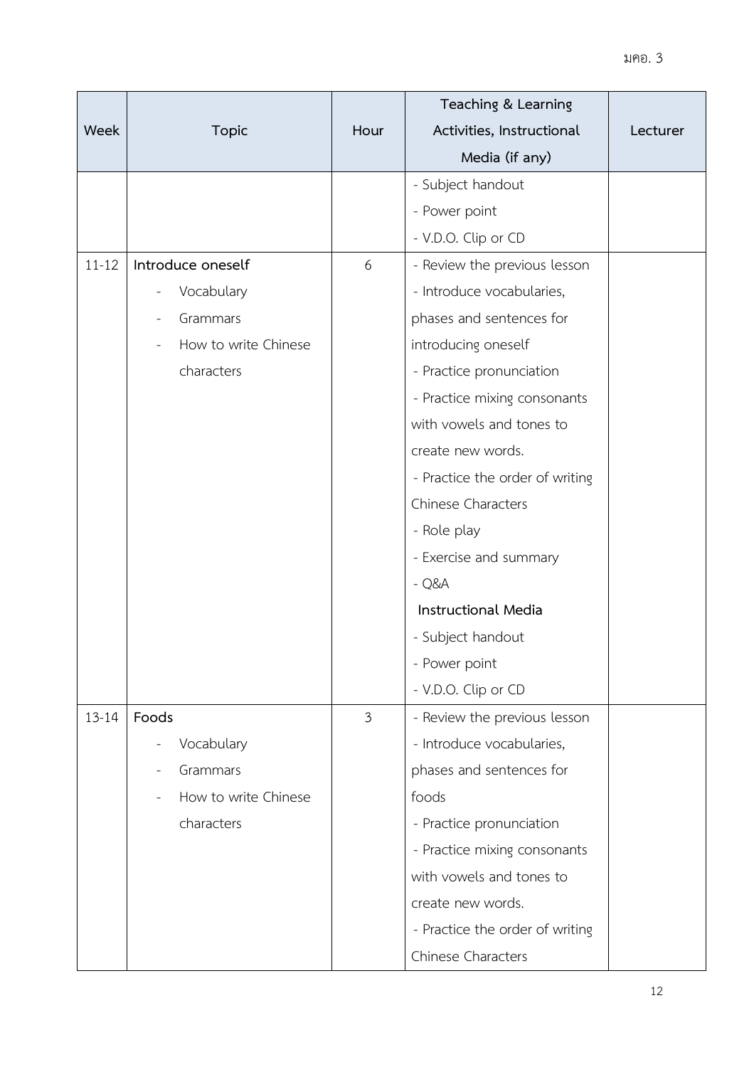| Week | Topic | Hour | Teaching & Learning Activities, Instructional Media (if any) | Lecturer |
|---|---|---|---|---|
| | | | - Subject handout<br>- Power point<br>- V.D.O. Clip or CD | |
| 11-12 | **Introduce oneself**<br>- Vocabulary<br>- Grammars<br>- How to write Chinese characters | 6 | - Review the previous lesson<br>- Introduce vocabularies, phases and sentences for introducing oneself<br>- Practice pronunciation<br>- Practice mixing consonants with vowels and tones to create new words.<br>- Practice the order of writing Chinese Characters<br>- Role play<br>- Exercise and summary<br>- Q&A<br>**Instructional Media**<br>- Subject handout<br>- Power point<br>- V.D.O. Clip or CD | |
| 13-14 | **Foods**<br>- Vocabulary<br>- Grammars<br>- How to write Chinese characters | 3 | - Review the previous lesson<br>- Introduce vocabularies, phases and sentences for foods<br>- Practice pronunciation<br>- Practice mixing consonants with vowels and tones to create new words.<br>- Practice the order of writing Chinese Characters | |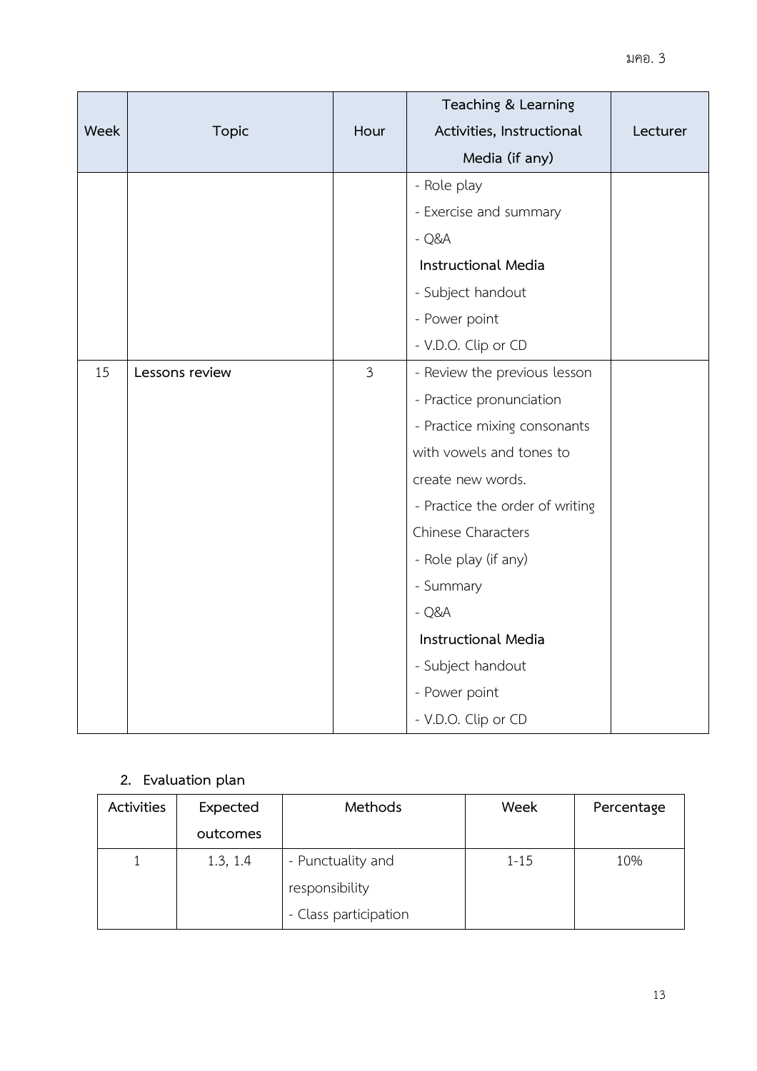| Week | Topic | Hour | Teaching & Learning Activities, Instructional Media (if any) | Lecturer |
|---|---|---|---|---|
| | | | - Role play<br>- Exercise and summary<br>- Q&A<br>**Instructional Media**<br>- Subject handout<br>- Power point<br>- V.D.O. Clip or CD | |
| 15 | **Lessons review** | 3 | - Review the previous lesson<br>- Practice pronunciation<br>- Practice mixing consonants with vowels and tones to create new words.<br>- Practice the order of writing Chinese Characters<br>- Role play (if any)<br>- Summary<br>- Q&A<br>**Instructional Media**<br>- Subject handout<br>- Power point<br>- V.D.O. Clip or CD | |

## 2. Evaluation plan

| Activities | Expected outcomes | Methods | Week | Percentage |
|---|---|---|---|---|
| 1 | 1.3, 1.4 | - Punctuality and responsibility<br>- Class participation | 1-15 | 10% |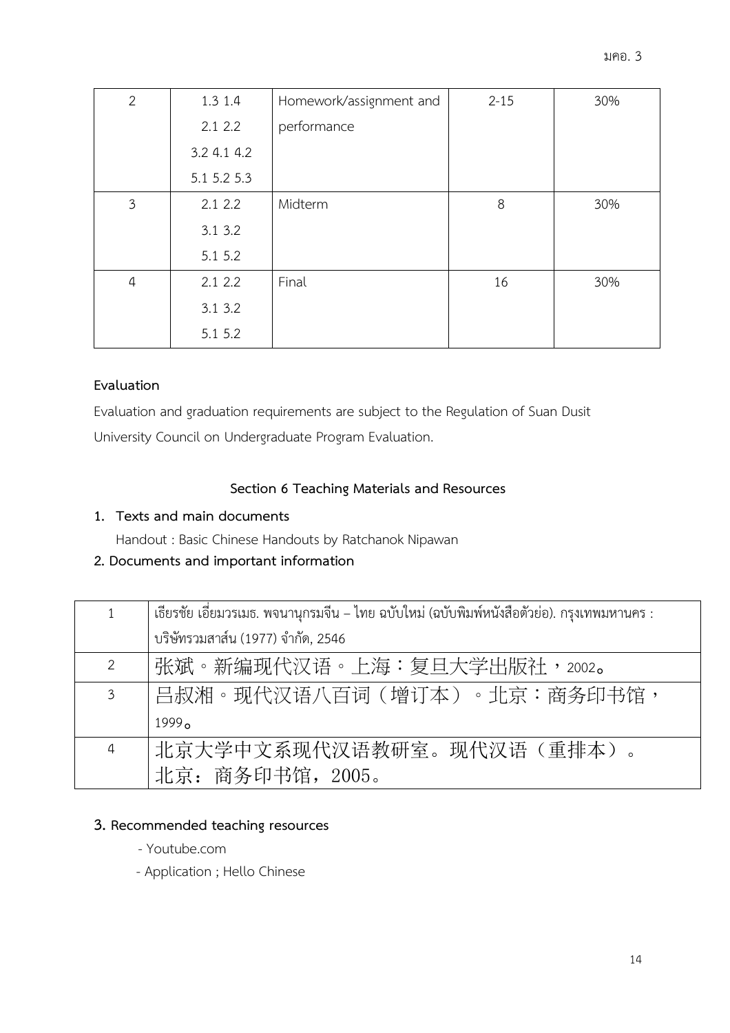| 2 | 1.3 1.4<br>2.1 2.2<br>3.2 4.1 4.2<br>5.1 5.2 5.3 | Homework/assignment and performance | 2-15 | 30% |
|---|---|---|---|---|
| 3 | 2.1 2.2<br>3.1 3.2<br>5.1 5.2 | Midterm | 8 | 30% |
| 4 | 2.1 2.2<br>3.1 3.2<br>5.1 5.2 | Final | 16 | 30% |

**Evaluation**

Evaluation and graduation requirements are subject to the Regulation of Suan Dusit University Council on Undergraduate Program Evaluation.

### Section 6 Teaching Materials and Resources

**1. Texts and main documents**

Handout : Basic Chinese Handouts by Ratchanok Nipawan

**2. Documents and important information**

| 1 | เธียรชัย เอี่ยมวรเมธ. พจนานุกรมจีน – ไทย ฉบับใหม่ (ฉบับพิมพ์หนังสือตัวย่อ). กรุงเทพมหานคร : บริษัทรวมสาส์น (1977) จำกัด, 2546 |
|---|---|
| 2 | 张斌。新编现代汉语。上海：复旦大学出版社，2002。 |
| 3 | 吕叔湘。现代汉语八百词（增订本）。北京：商务印书馆，1999。 |
| 4 | 北京大学中文系现代汉语教研室。现代汉语（重排本）。北京：商务印书馆，2005。 |

**3. Recommended teaching resources**

- Youtube.com
- Application ; Hello Chinese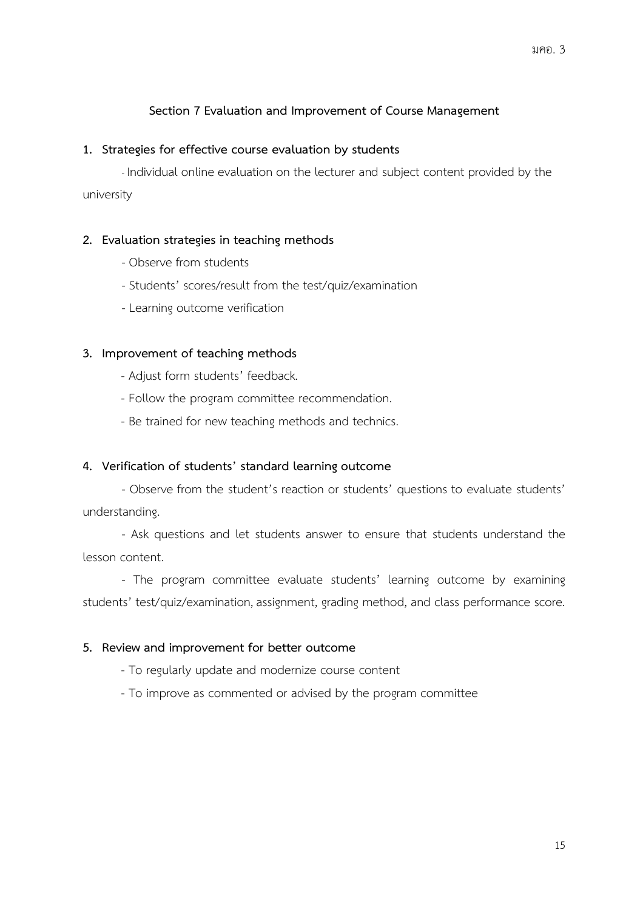## Section 7 Evaluation and Improvement of Course Management

**1. Strategies for effective course evaluation by students**

- Individual online evaluation on the lecturer and subject content provided by the university

**2. Evaluation strategies in teaching methods**

- Observe from students
- Students' scores/result from the test/quiz/examination
- Learning outcome verification

**3. Improvement of teaching methods**

- Adjust form students' feedback.
- Follow the program committee recommendation.
- Be trained for new teaching methods and technics.

**4. Verification of students' standard learning outcome**

- Observe from the student's reaction or students' questions to evaluate students' understanding.
- Ask questions and let students answer to ensure that students understand the lesson content.
- The program committee evaluate students' learning outcome by examining students' test/quiz/examination, assignment, grading method, and class performance score.

**5. Review and improvement for better outcome**

- To regularly update and modernize course content
- To improve as commented or advised by the program committee